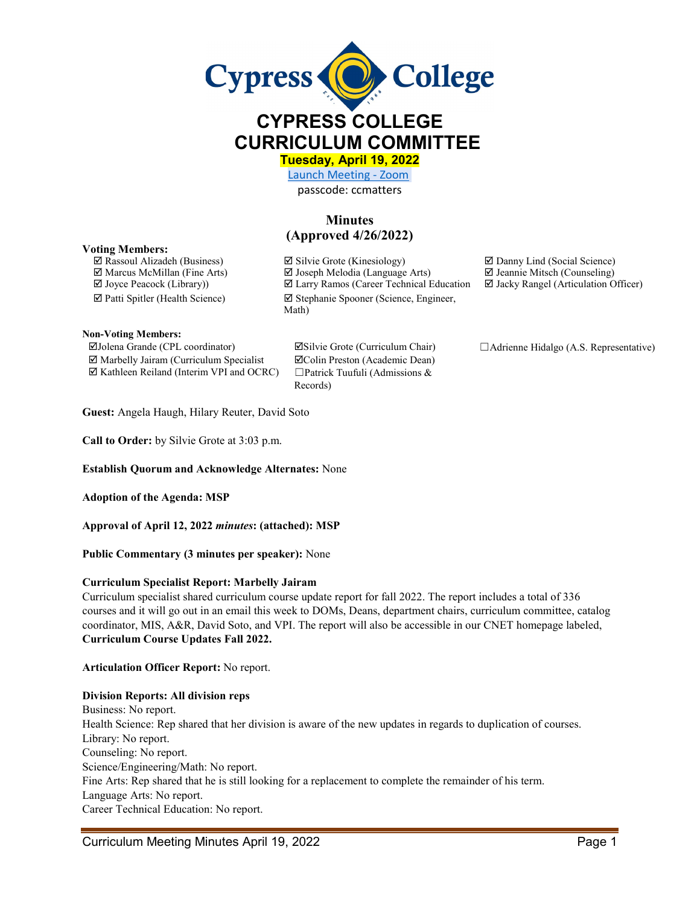# CYPRESS COLLEGE CURRICULUM COMMITTEE

**Tuesday, April 19, 2022**

Launch Meeting - Zoom

passcode: ccmatters

## Minutes (Approved 4/26/2022)

**Voting Members:**

- ☑ Rassoul Alizadeh (Business)
- ☑ Marcus McMillan (Fine Arts)
- ☑ Joyce Peacock (Library))
- ☑ Patti Spitler (Health Science)
- ☑ Silvie Grote (Kinesiology)
- ☑ Joseph Melodia (Language Arts)
- ☑ Larry Ramos (Career Technical Education
- ☑ Stephanie Spooner (Science, Engineer, Math)
- ☑ Danny Lind (Social Science)
- ☑ Jeannie Mitsch (Counseling)
- ☑ Jacky Rangel (Articulation Officer)

**Non-Voting Members:**

- ☑Jolena Grande (CPL coordinator)
- ☑ Marbelly Jairam (Curriculum Specialist
- ☑ Kathleen Reiland (Interim VPI and OCRC)
- ☑Silvie Grote (Curriculum Chair)
- ☑Colin Preston (Academic Dean)
- ☐Patrick Tuufuli (Admissions & Records)
- ☐Adrienne Hidalgo (A.S. Representative)

**Guest:** Angela Haugh, Hilary Reuter, David Soto

**Call to Order:** by Silvie Grote at 3:03 p.m.

**Establish Quorum and Acknowledge Alternates:** None

**Adoption of the Agenda: MSP**

**Approval of April 12, 2022 *minutes*: (attached): MSP**

**Public Commentary (3 minutes per speaker):** None

**Curriculum Specialist Report: Marbelly Jairam**

Curriculum specialist shared curriculum course update report for fall 2022. The report includes a total of 336 courses and it will go out in an email this week to DOMs, Deans, department chairs, curriculum committee, catalog coordinator, MIS, A&R, David Soto, and VPI. The report will also be accessible in our CNET homepage labeled, **Curriculum Course Updates Fall 2022.**

**Articulation Officer Report:** No report.

**Division Reports: All division reps**

Business: No report.

Health Science: Rep shared that her division is aware of the new updates in regards to duplication of courses.

Library: No report.

Counseling: No report.

Science/Engineering/Math: No report.

Fine Arts: Rep shared that he is still looking for a replacement to complete the remainder of his term.

Language Arts: No report.

Career Technical Education: No report.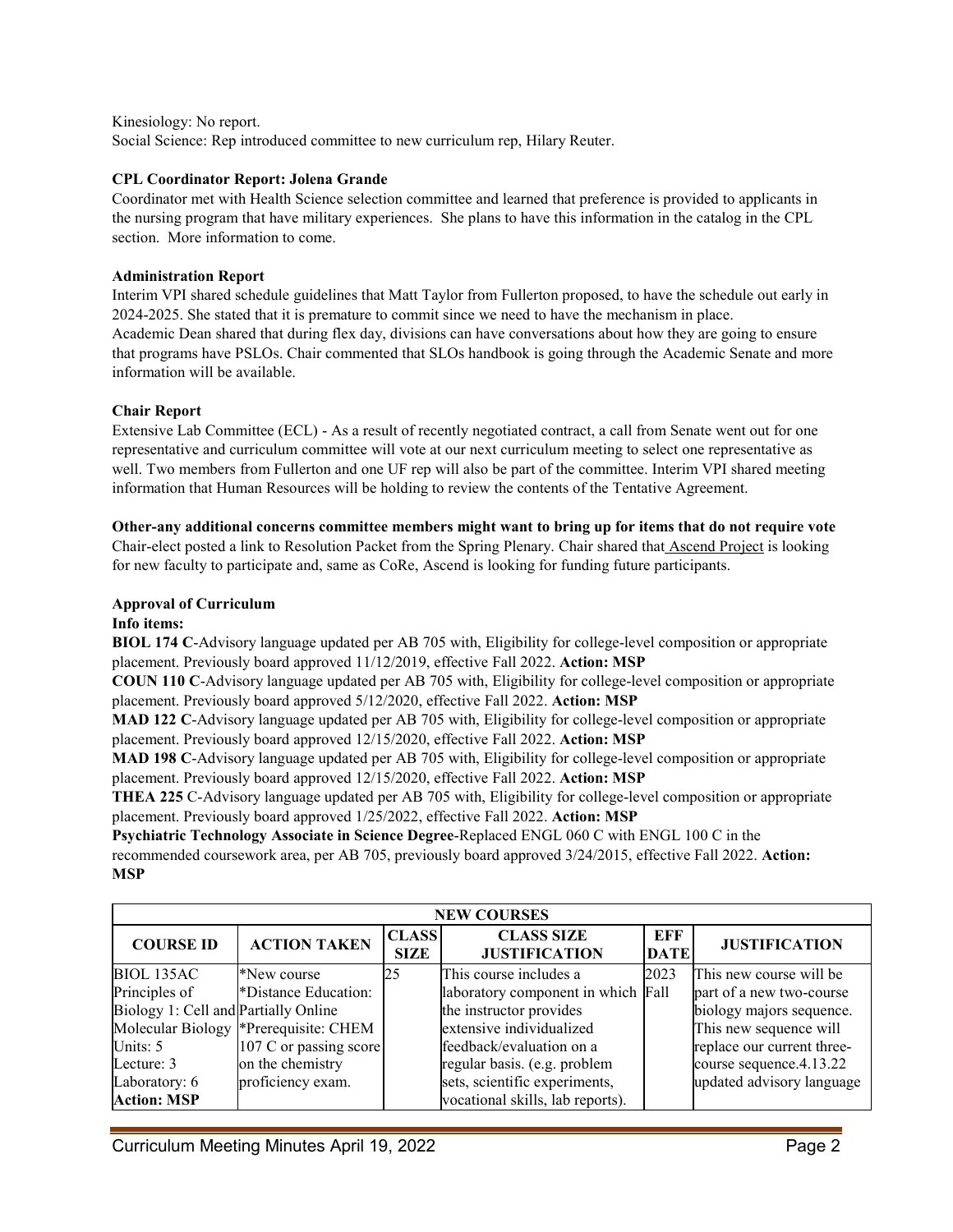Kinesiology: No report.
Social Science: Rep introduced committee to new curriculum rep, Hilary Reuter.

**CPL Coordinator Report: Jolena Grande**

Coordinator met with Health Science selection committee and learned that preference is provided to applicants in the nursing program that have military experiences. She plans to have this information in the catalog in the CPL section. More information to come.

**Administration Report**

Interim VPI shared schedule guidelines that Matt Taylor from Fullerton proposed, to have the schedule out early in 2024-2025. She stated that it is premature to commit since we need to have the mechanism in place.
Academic Dean shared that during flex day, divisions can have conversations about how they are going to ensure that programs have PSLOs. Chair commented that SLOs handbook is going through the Academic Senate and more information will be available.

**Chair Report**

Extensive Lab Committee (ECL) - As a result of recently negotiated contract, a call from Senate went out for one representative and curriculum committee will vote at our next curriculum meeting to select one representative as well. Two members from Fullerton and one UF rep will also be part of the committee. Interim VPI shared meeting information that Human Resources will be holding to review the contents of the Tentative Agreement.

**Other-any additional concerns committee members might want to bring up for items that do not require vote**

Chair-elect posted a link to Resolution Packet from the Spring Plenary. Chair shared that Ascend Project is looking for new faculty to participate and, same as CoRe, Ascend is looking for funding future participants.

**Approval of Curriculum**

**Info items:**

**BIOL 174 C**-Advisory language updated per AB 705 with, Eligibility for college-level composition or appropriate placement. Previously board approved 11/12/2019, effective Fall 2022. **Action: MSP**

**COUN 110 C**-Advisory language updated per AB 705 with, Eligibility for college-level composition or appropriate placement. Previously board approved 5/12/2020, effective Fall 2022. **Action: MSP**

**MAD 122 C**-Advisory language updated per AB 705 with, Eligibility for college-level composition or appropriate placement. Previously board approved 12/15/2020, effective Fall 2022. **Action: MSP**

**MAD 198 C**-Advisory language updated per AB 705 with, Eligibility for college-level composition or appropriate placement. Previously board approved 12/15/2020, effective Fall 2022. **Action: MSP**

**THEA 225** C-Advisory language updated per AB 705 with, Eligibility for college-level composition or appropriate placement. Previously board approved 1/25/2022, effective Fall 2022. **Action: MSP**

**Psychiatric Technology Associate in Science Degree**-Replaced ENGL 060 C with ENGL 100 C in the recommended coursework area, per AB 705, previously board approved 3/24/2015, effective Fall 2022. **Action: MSP**

| NEW COURSES | | | | | |
|---|---|---|---|---|---|
| **COURSE ID** | **ACTION TAKEN** | **CLASS SIZE** | **CLASS SIZE JUSTIFICATION** | **EFF DATE** | **JUSTIFICATION** |
| BIOL 135AC Principles of Biology 1: Cell and Molecular Biology Units: 5 Lecture: 3 Laboratory: 6 **Action: MSP** | *New course *Distance Education: Partially Online *Prerequisite: CHEM 107 C or passing score on the chemistry proficiency exam. | 25 | This course includes a laboratory component in which the instructor provides extensive individualized feedback/evaluation on a regular basis. (e.g. problem sets, scientific experiments, vocational skills, lab reports). | 2023 Fall | This new course will be part of a new two-course biology majors sequence. This new sequence will replace our current three-course sequence.4.13.22 updated advisory language |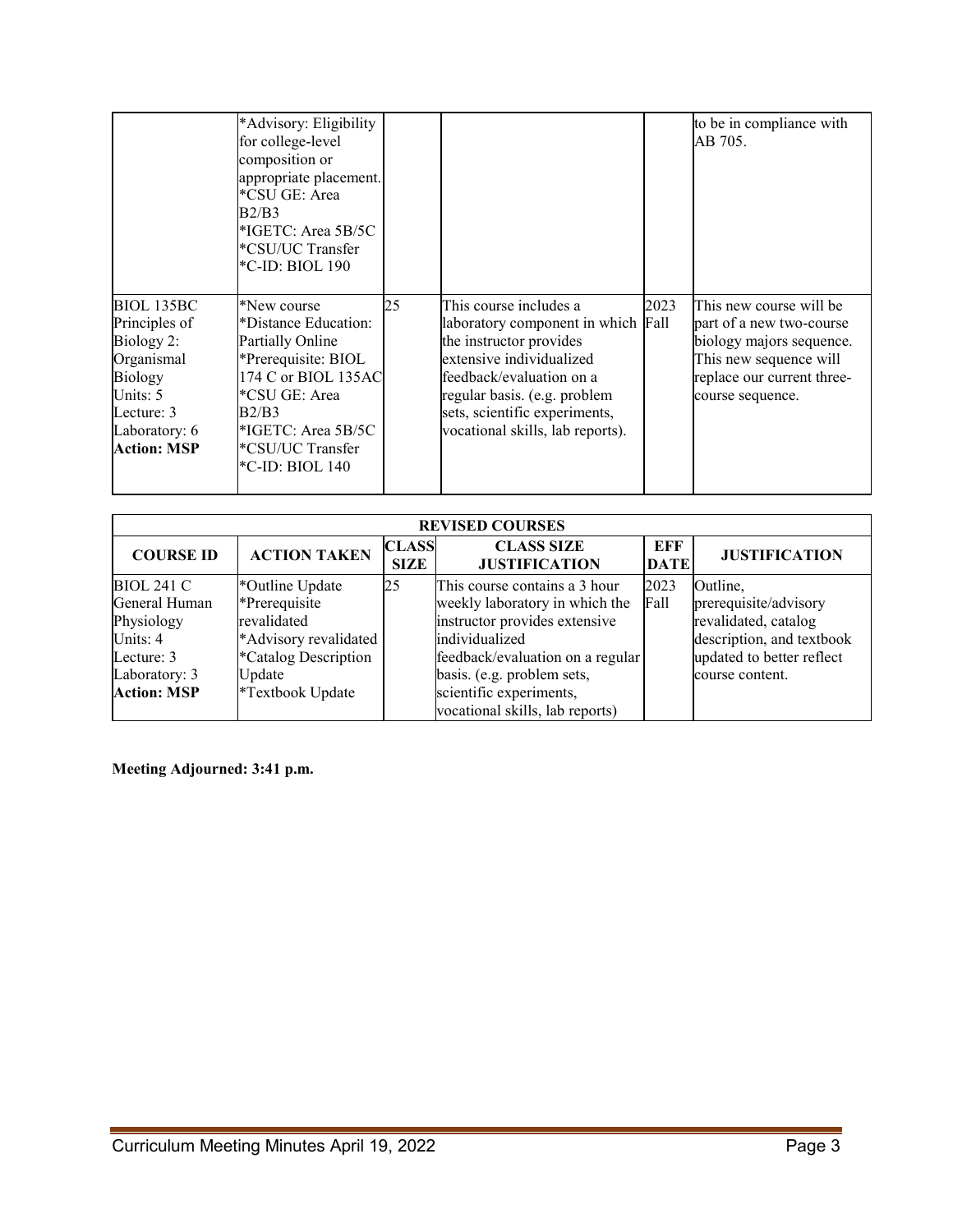| | | | | | |
|---|---|---|---|---|---|
| | *Advisory: Eligibility for college-level composition or appropriate placement.<br>*CSU GE: Area B2/B3<br>*IGETC: Area 5B/5C<br>*CSU/UC Transfer<br>*C-ID: BIOL 190 | | | | to be in compliance with AB 705. |
| BIOL 135BC<br>Principles of Biology 2: Organismal Biology<br>Units: 5<br>Lecture: 3<br>Laboratory: 6<br>**Action: MSP** | *New course<br>*Distance Education: Partially Online<br>*Prerequisite: BIOL 174 C or BIOL 135AC<br>*CSU GE: Area B2/B3<br>*IGETC: Area 5B/5C<br>*CSU/UC Transfer<br>*C-ID: BIOL 140 | 25 | This course includes a laboratory component in which the instructor provides extensive individualized feedback/evaluation on a regular basis. (e.g. problem sets, scientific experiments, vocational skills, lab reports). | 2023 Fall | This new course will be part of a new two-course biology majors sequence. This new sequence will replace our current three-course sequence. |

| **REVISED COURSES** | | | | | |
|---|---|---|---|---|---|
| **COURSE ID** | **ACTION TAKEN** | **CLASS SIZE** | **CLASS SIZE JUSTIFICATION** | **EFF DATE** | **JUSTIFICATION** |
| BIOL 241 C<br>General Human Physiology<br>Units: 4<br>Lecture: 3<br>Laboratory: 3<br>**Action: MSP** | *Outline Update<br>*Prerequisite revalidated<br>*Advisory revalidated<br>*Catalog Description Update<br>*Textbook Update | 25 | This course contains a 3 hour weekly laboratory in which the instructor provides extensive individualized feedback/evaluation on a regular basis. (e.g. problem sets, scientific experiments, vocational skills, lab reports) | 2023 Fall | Outline, prerequisite/advisory revalidated, catalog description, and textbook updated to better reflect course content. |

**Meeting Adjourned: 3:41 p.m.**